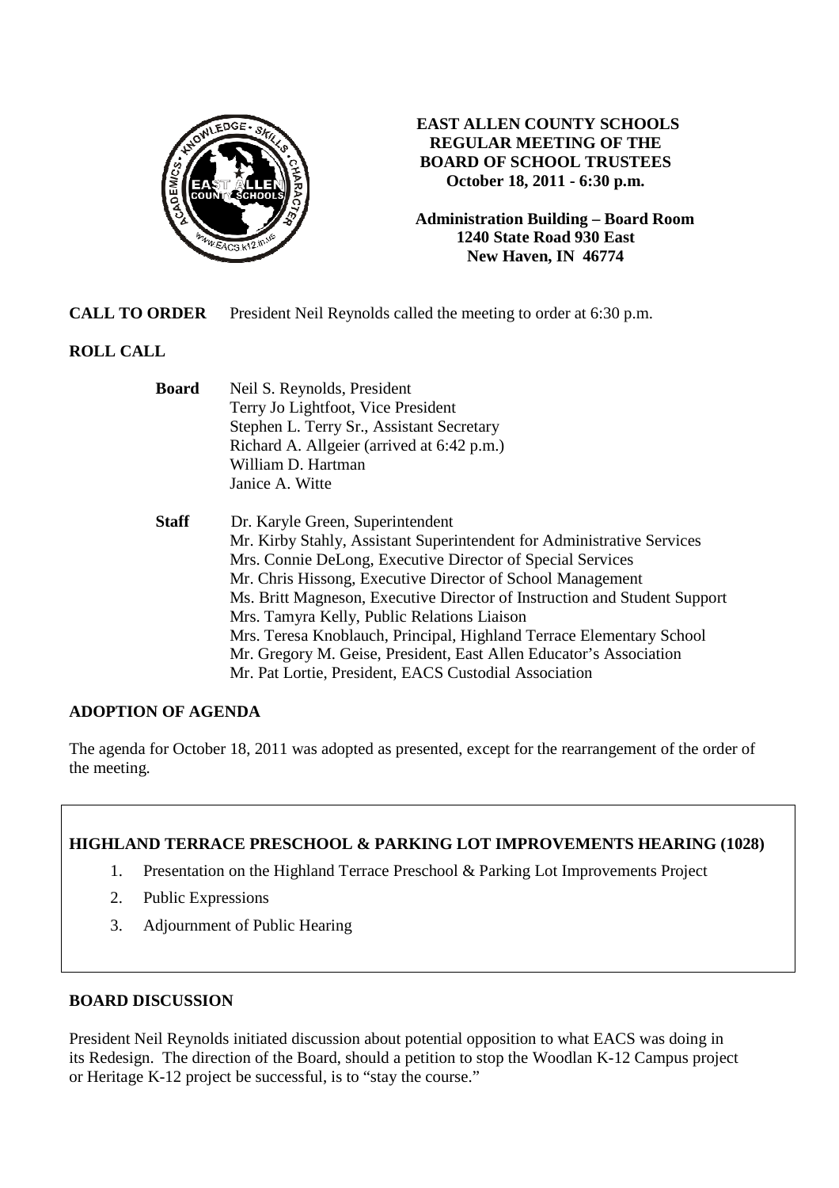# EAST ALLEN COUNTY SCHOOLS REGULAR MEETING OF THE BOARD OF SCHOOL TRUSTEES

**October 18, 2011 - 6:30 p.m.**

**Administration Building – Board Room**
**1240 State Road 930 East**
**New Haven, IN 46774**

**CALL TO ORDER** President Neil Reynolds called the meeting to order at 6:30 p.m.

**ROLL CALL**

**Board**
Neil S. Reynolds, President
Terry Jo Lightfoot, Vice President
Stephen L. Terry Sr., Assistant Secretary
Richard A. Allgeier (arrived at 6:42 p.m.)
William D. Hartman
Janice A. Witte

**Staff**
Dr. Karyle Green, Superintendent
Mr. Kirby Stahly, Assistant Superintendent for Administrative Services
Mrs. Connie DeLong, Executive Director of Special Services
Mr. Chris Hissong, Executive Director of School Management
Ms. Britt Magneson, Executive Director of Instruction and Student Support
Mrs. Tamyra Kelly, Public Relations Liaison
Mrs. Teresa Knoblauch, Principal, Highland Terrace Elementary School
Mr. Gregory M. Geise, President, East Allen Educator's Association
Mr. Pat Lortie, President, EACS Custodial Association

## ADOPTION OF AGENDA

The agenda for October 18, 2011 was adopted as presented, except for the rearrangement of the order of the meeting.

## HIGHLAND TERRACE PRESCHOOL & PARKING LOT IMPROVEMENTS HEARING (1028)

1. Presentation on the Highland Terrace Preschool & Parking Lot Improvements Project
2. Public Expressions
3. Adjournment of Public Hearing

## BOARD DISCUSSION

President Neil Reynolds initiated discussion about potential opposition to what EACS was doing in its Redesign. The direction of the Board, should a petition to stop the Woodlan K-12 Campus project or Heritage K-12 project be successful, is to "stay the course."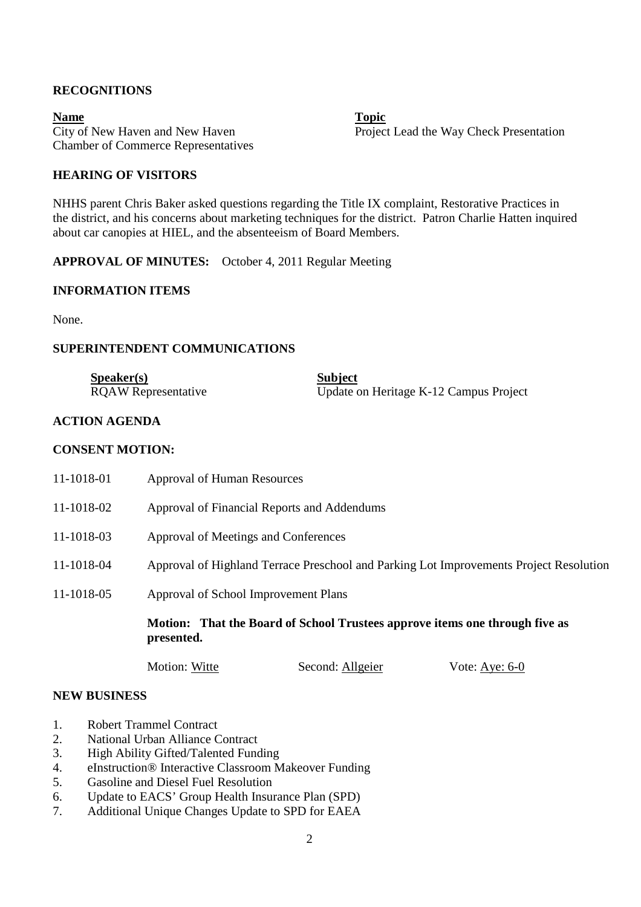## RECOGNITIONS

| Name | Topic |
|---|---|
| City of New Haven and New Haven Chamber of Commerce Representatives | Project Lead the Way Check Presentation |

## HEARING OF VISITORS

NHHS parent Chris Baker asked questions regarding the Title IX complaint, Restorative Practices in the district, and his concerns about marketing techniques for the district. Patron Charlie Hatten inquired about car canopies at HIEL, and the absenteeism of Board Members.

**APPROVAL OF MINUTES:** October 4, 2011 Regular Meeting

## INFORMATION ITEMS

None.

## SUPERINTENDENT COMMUNICATIONS

| Speaker(s) | Subject |
|---|---|
| RQAW Representative | Update on Heritage K-12 Campus Project |

## ACTION AGENDA

## CONSENT MOTION:

11-1018-01 Approval of Human Resources

11-1018-02 Approval of Financial Reports and Addendums

11-1018-03 Approval of Meetings and Conferences

11-1018-04 Approval of Highland Terrace Preschool and Parking Lot Improvements Project Resolution

11-1018-05 Approval of School Improvement Plans

**Motion: That the Board of School Trustees approve items one through five as presented.**

Motion: Witte Second: Allgeier Vote: Aye: 6-0

## NEW BUSINESS

1. Robert Trammel Contract
2. National Urban Alliance Contract
3. High Ability Gifted/Talented Funding
4. eInstruction® Interactive Classroom Makeover Funding
5. Gasoline and Diesel Fuel Resolution
6. Update to EACS' Group Health Insurance Plan (SPD)
7. Additional Unique Changes Update to SPD for EAEA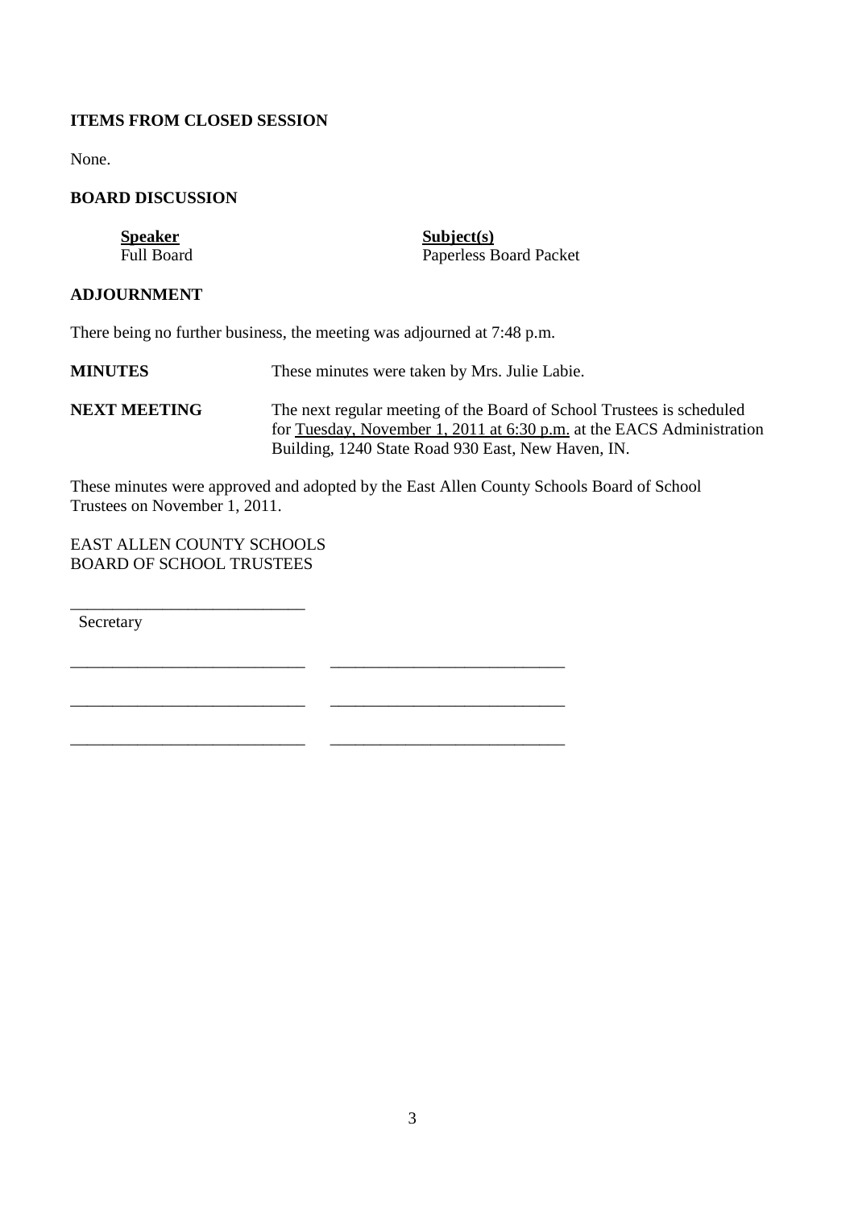**ITEMS FROM CLOSED SESSION**

None.

**BOARD DISCUSSION**

| Speaker | Subject(s) |
|---|---|
| Full Board | Paperless Board Packet |

**ADJOURNMENT**

There being no further business, the meeting was adjourned at 7:48 p.m.

**MINUTES** These minutes were taken by Mrs. Julie Labie.

**NEXT MEETING** The next regular meeting of the Board of School Trustees is scheduled for Tuesday, November 1, 2011 at 6:30 p.m. at the EACS Administration Building, 1240 State Road 930 East, New Haven, IN.

These minutes were approved and adopted by the East Allen County Schools Board of School Trustees on November 1, 2011.

EAST ALLEN COUNTY SCHOOLS
BOARD OF SCHOOL TRUSTEES

____________________________
Secretary

____________________________ ____________________________

____________________________ ____________________________

____________________________ ____________________________